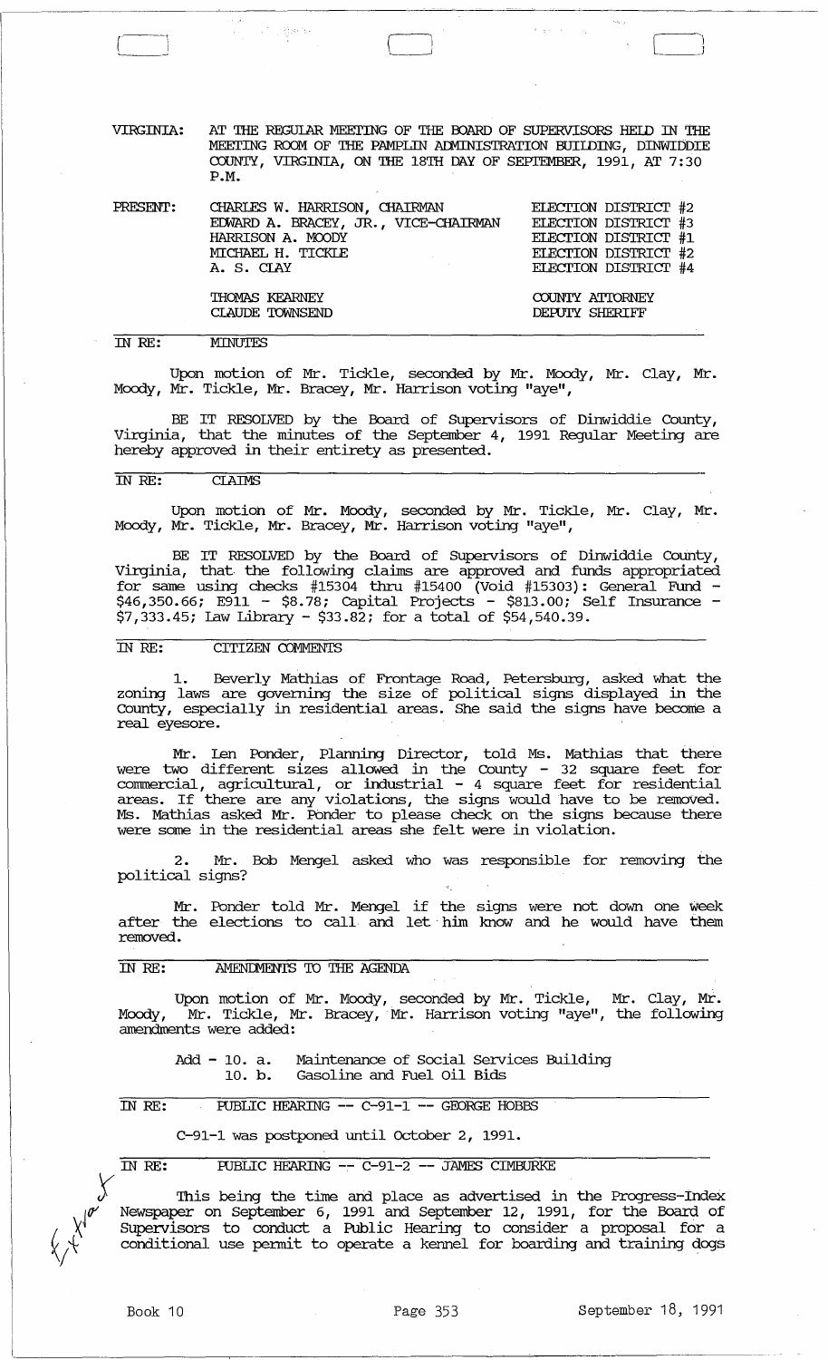VIRGINIA: AT THE REGULAR MEETING OF THE BOARD OF SUPERVISORS HELD IN THE MEETING ROOM OF THE PAMPLIN ADMINISTRATION BUILDING, DINWIDDIE COUNTY, VIRGINIA, ON THE 18TH DAY OF SEPTEMBER, 1991, AT 7:30 P.M.

| PRESENT: | | |
|---|---|---|
| | CHARLES W. HARRISON, CHAIRMAN | ELECTION DISTRICT #2 |
| | EDWARD A. BRACEY, JR., VICE-CHAIRMAN | ELECTION DISTRICT #3 |
| | HARRISON A. MOODY | ELECTION DISTRICT #1 |
| | MICHAEL H. TICKLE | ELECTION DISTRICT #2 |
| | A. S. CLAY | ELECTION DISTRICT #4 |
| | THOMAS KEARNEY | COUNTY ATTORNEY |
| | CLAUDE TOWNSEND | DEPUTY SHERIFF |

IN RE: MINUTES

Upon motion of Mr. Tickle, seconded by Mr. Moody, Mr. Clay, Mr. Moody, Mr. Tickle, Mr. Bracey, Mr. Harrison voting "aye",

BE IT RESOLVED by the Board of Supervisors of Dinwiddie County, Virginia, that the minutes of the September 4, 1991 Regular Meeting are hereby approved in their entirety as presented.

IN RE: CLAIMS

Upon motion of Mr. Moody, seconded by Mr. Tickle, Mr. Clay, Mr. Moody, Mr. Tickle, Mr. Bracey, Mr. Harrison voting "aye",

BE IT RESOLVED by the Board of Supervisors of Dinwiddie County, Virginia, that the following claims are approved and funds appropriated for same using checks #15304 thru #15400 (Void #15303): General Fund - $46,350.66; E911 - $8.78; Capital Projects - $813.00; Self Insurance - $7,333.45; Law Library - $33.82; for a total of $54,540.39.

IN RE: CITIZEN COMMENTS

1. Beverly Mathias of Frontage Road, Petersburg, asked what the zoning laws are governing the size of political signs displayed in the County, especially in residential areas. She said the signs have become a real eyesore.

Mr. Len Ponder, Planning Director, told Ms. Mathias that there were two different sizes allowed in the County - 32 square feet for commercial, agricultural, or industrial - 4 square feet for residential areas. If there are any violations, the signs would have to be removed. Ms. Mathias asked Mr. Ponder to please check on the signs because there were some in the residential areas she felt were in violation.

2. Mr. Bob Mengel asked who was responsible for removing the political signs?

Mr. Ponder told Mr. Mengel if the signs were not down one week after the elections to call and let him know and he would have them removed.

IN RE: AMENDMENTS TO THE AGENDA

Upon motion of Mr. Moody, seconded by Mr. Tickle, Mr. Clay, Mr. Moody, Mr. Tickle, Mr. Bracey, Mr. Harrison voting "aye", the following amendments were added:

Add - 10. a. Maintenance of Social Services Building
10. b. Gasoline and Fuel Oil Bids

IN RE: PUBLIC HEARING -- C-91-1 -- GEORGE HOBBS

C-91-1 was postponed until October 2, 1991.

IN RE: PUBLIC HEARING -- C-91-2 -- JAMES CIMBURKE

This being the time and place as advertised in the Progress-Index Newspaper on September 6, 1991 and September 12, 1991, for the Board of Supervisors to conduct a Public Hearing to consider a proposal for a conditional use permit to operate a kennel for boarding and training dogs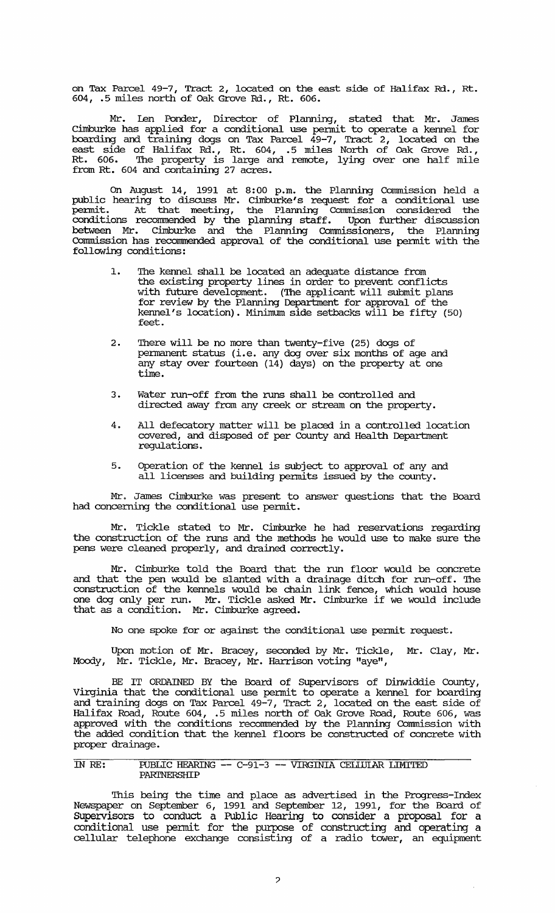on Tax Parcel 49-7, Tract 2, located on the east side of Halifax Rd., Rt. 604, .5 miles north of Oak Grove Rd., Rt. 606.

Mr. Len Ponder, Director of Planning, stated that Mr. James Cimburke has applied for a conditional use permit to operate a kennel for boarding and training dogs on Tax Parcel 49-7, Tract 2, located on the east side of Halifax Rd., Rt. 604, .5 miles North of Oak Grove Rd., Rt. 606. The property is large and remote, lying over one half mile from Rt. 604 and containing 27 acres.

On August 14, 1991 at 8:00 p.m. the Planning Commission held a public hearing to discuss Mr. Cimburke's request for a conditional use permit. At that meeting, the Planning Commission considered the conditions recommended by the planning staff. Upon further discussion between Mr. Cimburke and the Planning Commissioners, the Planning Commission has recommended approval of the conditional use permit with the following conditions:

1. The kennel shall be located an adequate distance from the existing property lines in order to prevent conflicts with future development. (The applicant will submit plans for review by the Planning Department for approval of the kennel's location). Minimum side setbacks will be fifty (50) feet.

2. There will be no more than twenty-five (25) dogs of permanent status (i.e. any dog over six months of age and any stay over fourteen (14) days) on the property at one time.

3. Water run-off from the runs shall be controlled and directed away from any creek or stream on the property.

4. All defecatory matter will be placed in a controlled location covered, and disposed of per County and Health Department regulations.

5. Operation of the kennel is subject to approval of any and all licenses and building permits issued by the county.

Mr. James Cimburke was present to answer questions that the Board had concerning the conditional use permit.

Mr. Tickle stated to Mr. Cimburke he had reservations regarding the construction of the runs and the methods he would use to make sure the pens were cleaned properly, and drained correctly.

Mr. Cimburke told the Board that the run floor would be concrete and that the pen would be slanted with a drainage ditch for run-off. The construction of the kennels would be chain link fence, which would house one dog only per run. Mr. Tickle asked Mr. Cimburke if we would include that as a condition. Mr. Cimburke agreed.

No one spoke for or against the conditional use permit request.

Upon motion of Mr. Bracey, seconded by Mr. Tickle, Mr. Clay, Mr. Moody, Mr. Tickle, Mr. Bracey, Mr. Harrison voting "aye",

BE IT ORDAINED BY the Board of Supervisors of Dinwiddie County, Virginia that the conditional use permit to operate a kennel for boarding and training dogs on Tax Parcel 49-7, Tract 2, located on the east side of Halifax Road, Route 604, .5 miles north of Oak Grove Road, Route 606, was approved with the conditions recommended by the Planning Commission with the added condition that the kennel floors be constructed of concrete with proper drainage.

IN RE: PUBLIC HEARING -- C-91-3 -- VIRGINIA CELLULAR LIMITED PARTNERSHIP

This being the time and place as advertised in the Progress-Index Newspaper on September 6, 1991 and September 12, 1991, for the Board of Supervisors to conduct a Public Hearing to consider a proposal for a conditional use permit for the purpose of constructing and operating a cellular telephone exchange consisting of a radio tower, an equipment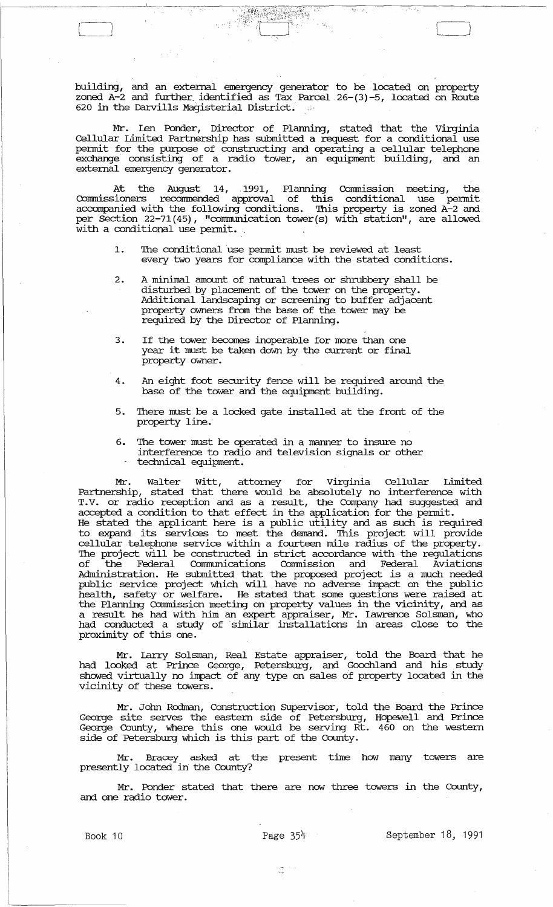building, and an external emergency generator to be located on property zoned A-2 and further identified as Tax Parcel 26-(3)-5, located on Route 620 in the Darvills Magisterial District.

Mr. Len Ponder, Director of Planning, stated that the Virginia Cellular Limited Partnership has submitted a request for a conditional use permit for the purpose of constructing and operating a cellular telephone exchange consisting of a radio tower, an equipment building, and an external emergency generator.

At the August 14, 1991, Planning Commission meeting, the Commissioners recommended approval of this conditional use permit accompanied with the following conditions. This property is zoned A-2 and per Section 22-71(45), "communication tower(s) with station", are allowed with a conditional use permit.

1. The conditional use permit must be reviewed at least every two years for compliance with the stated conditions.
2. A minimal amount of natural trees or shrubbery shall be disturbed by placement of the tower on the property. Additional landscaping or screening to buffer adjacent property owners from the base of the tower may be required by the Director of Planning.
3. If the tower becomes inoperable for more than one year it must be taken down by the current or final property owner.
4. An eight foot security fence will be required around the base of the tower and the equipment building.
5. There must be a locked gate installed at the front of the property line.
6. The tower must be operated in a manner to insure no interference to radio and television signals or other technical equipment.

Mr. Walter Witt, attorney for Virginia Cellular Limited Partnership, stated that there would be absolutely no interference with T.V. or radio reception and as a result, the Company had suggested and accepted a condition to that effect in the application for the permit. He stated the applicant here is a public utility and as such is required to expand its services to meet the demand. This project will provide cellular telephone service within a fourteen mile radius of the property. The project will be constructed in strict accordance with the regulations of the Federal Communications Commission and Federal Aviations Administration. He submitted that the proposed project is a much needed public service project which will have no adverse impact on the public health, safety or welfare. He stated that some questions were raised at the Planning Commission meeting on property values in the vicinity, and as a result he had with him an expert appraiser, Mr. Lawrence Solsman, who had conducted a study of similar installations in areas close to the proximity of this one.

Mr. Larry Solsman, Real Estate appraiser, told the Board that he had looked at Prince George, Petersburg, and Goochland and his study showed virtually no impact of any type on sales of property located in the vicinity of these towers.

Mr. John Rodman, Construction Supervisor, told the Board the Prince George site serves the eastern side of Petersburg, Hopewell and Prince George County, where this one would be serving Rt. 460 on the western side of Petersburg which is this part of the County.

Mr. Bracey asked at the present time how many towers are presently located in the County?

Mr. Ponder stated that there are now three towers in the County, and one radio tower.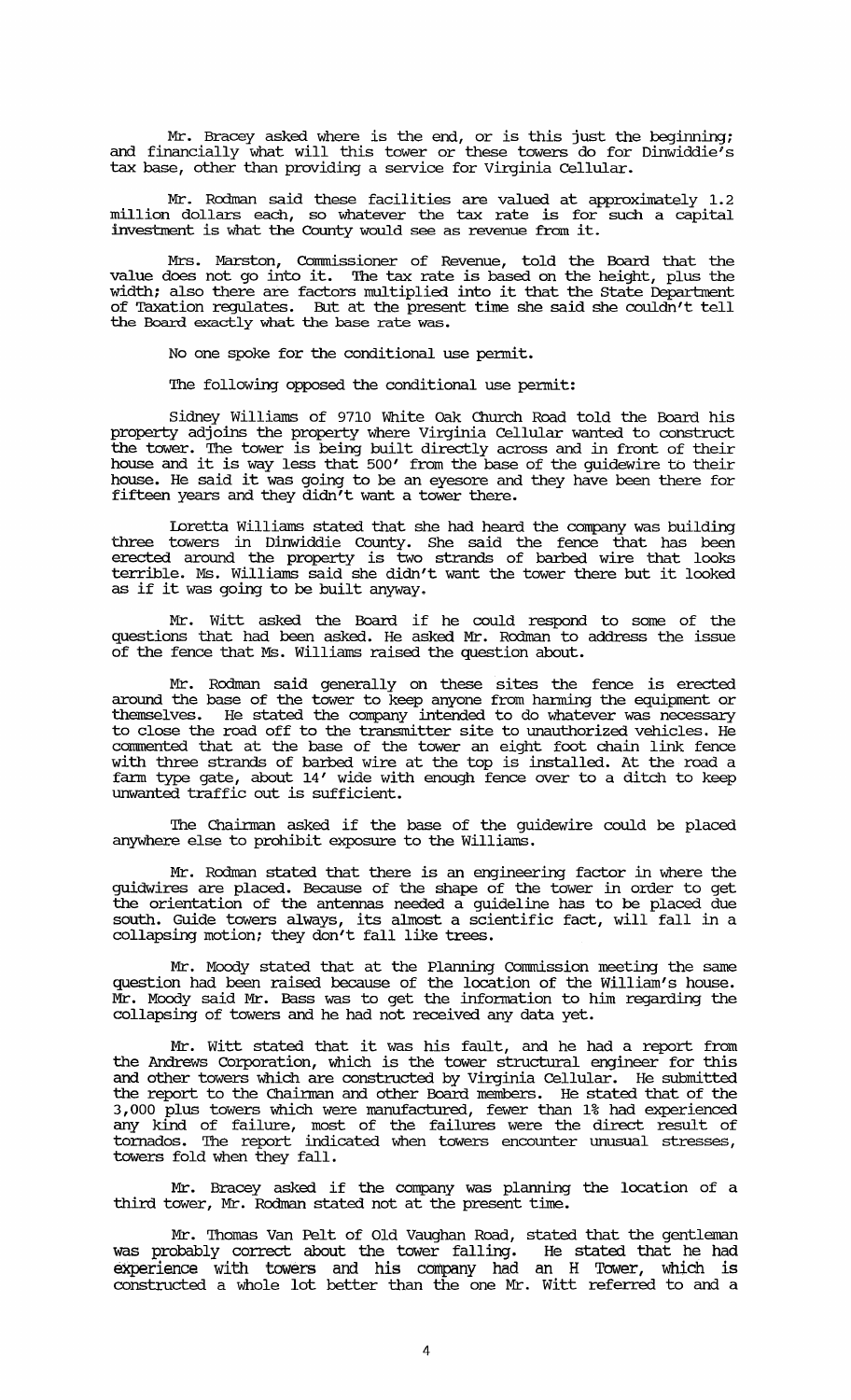Mr. Bracey asked where is the end, or is this just the beginning; and financially what will this tower or these towers do for Dinwiddie's tax base, other than providing a service for Virginia Cellular.

Mr. Rodman said these facilities are valued at approximately 1.2 million dollars each, so whatever the tax rate is for such a capital investment is what the County would see as revenue from it.

Mrs. Marston, Commissioner of Revenue, told the Board that the value does not go into it. The tax rate is based on the height, plus the width; also there are factors multiplied into it that the State Department of Taxation regulates. But at the present time she said she couldn't tell the Board exactly what the base rate was.

No one spoke for the conditional use permit.

The following opposed the conditional use permit:

Sidney Williams of 9710 White Oak Church Road told the Board his property adjoins the property where Virginia Cellular wanted to construct the tower. The tower is being built directly across and in front of their house and it is way less that 500' from the base of the guidewire to their house. He said it was going to be an eyesore and they have been there for fifteen years and they didn't want a tower there.

Loretta Williams stated that she had heard the company was building three towers in Dinwiddie County. She said the fence that has been erected around the property is two strands of barbed wire that looks terrible. Ms. Williams said she didn't want the tower there but it looked as if it was going to be built anyway.

Mr. Witt asked the Board if he could respond to some of the questions that had been asked. He asked Mr. Rodman to address the issue of the fence that Ms. Williams raised the question about.

Mr. Rodman said generally on these sites the fence is erected around the base of the tower to keep anyone from harming the equipment or themselves. He stated the company intended to do whatever was necessary to close the road off to the transmitter site to unauthorized vehicles. He commented that at the base of the tower an eight foot chain link fence with three strands of barbed wire at the top is installed. At the road a farm type gate, about 14' wide with enough fence over to a ditch to keep unwanted traffic out is sufficient.

The Chairman asked if the base of the guidewire could be placed anywhere else to prohibit exposure to the Williams.

Mr. Rodman stated that there is an engineering factor in where the guidwires are placed. Because of the shape of the tower in order to get the orientation of the antennas needed a guideline has to be placed due south. Guide towers always, its almost a scientific fact, will fall in a collapsing motion; they don't fall like trees.

Mr. Moody stated that at the Planning Commission meeting the same question had been raised because of the location of the William's house. Mr. Moody said Mr. Bass was to get the information to him regarding the collapsing of towers and he had not received any data yet.

Mr. Witt stated that it was his fault, and he had a report from the Andrews Corporation, which is the tower structural engineer for this and other towers which are constructed by Virginia Cellular. He submitted the report to the Chairman and other Board members. He stated that of the 3,000 plus towers which were manufactured, fewer than 1% had experienced any kind of failure, most of the failures were the direct result of tornados. The report indicated when towers encounter unusual stresses, towers fold when they fall.

Mr. Bracey asked if the company was planning the location of a third tower, Mr. Rodman stated not at the present time.

Mr. Thomas Van Pelt of Old Vaughan Road, stated that the gentleman was probably correct about the tower falling. He stated that he had experience with towers and his company had an H Tower, which is constructed a whole lot better than the one Mr. Witt referred to and a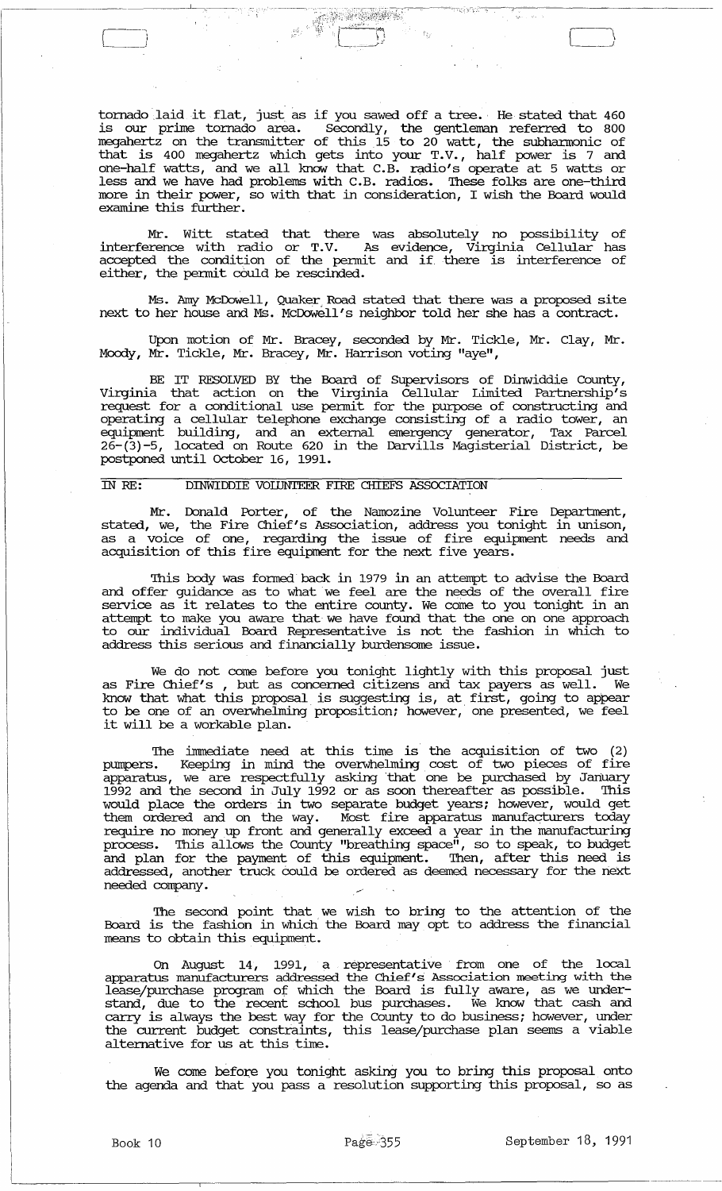tornado laid it flat, just as if you sawed off a tree. He stated that 460 is our prime tornado area. Secondly, the gentleman referred to 800 megahertz on the transmitter of this 15 to 20 watt, the subharmonic of that is 400 megahertz which gets into your T.V., half power is 7 and one-half watts, and we all know that C.B. radio's operate at 5 watts or less and we have had problems with C.B. radios. These folks are one-third more in their power, so with that in consideration, I wish the Board would examine this further.

Mr. Witt stated that there was absolutely no possibility of interference with radio or T.V. As evidence, Virginia Cellular has accepted the condition of the permit and if there is interference of either, the permit could be rescinded.

Ms. Amy McDowell, Quaker Road stated that there was a proposed site next to her house and Ms. McDowell's neighbor told her she has a contract.

Upon motion of Mr. Bracey, seconded by Mr. Tickle, Mr. Clay, Mr. Moody, Mr. Tickle, Mr. Bracey, Mr. Harrison voting "aye",

BE IT RESOLVED BY the Board of Supervisors of Dinwiddie County, Virginia that action on the Virginia Cellular Limited Partnership's request for a conditional use permit for the purpose of constructing and operating a cellular telephone exchange consisting of a radio tower, an equipment building, and an external emergency generator, Tax Parcel 26-(3)-5, located on Route 620 in the Darvills Magisterial District, be postponed until October 16, 1991.

IN RE: DINWIDDIE VOLUNTEER FIRE CHIEFS ASSOCIATION

Mr. Donald Porter, of the Namozine Volunteer Fire Department, stated, we, the Fire Chief's Association, address you tonight in unison, as a voice of one, regarding the issue of fire equipment needs and acquisition of this fire equipment for the next five years.

This body was formed back in 1979 in an attempt to advise the Board and offer guidance as to what we feel are the needs of the overall fire service as it relates to the entire county. We come to you tonight in an attempt to make you aware that we have found that the one on one approach to our individual Board Representative is not the fashion in which to address this serious and financially burdensome issue.

We do not come before you tonight lightly with this proposal just as Fire Chief's , but as concerned citizens and tax payers as well. We know that what this proposal is suggesting is, at first, going to appear to be one of an overwhelming proposition; however, one presented, we feel it will be a workable plan.

The immediate need at this time is the acquisition of two (2) pumpers. Keeping in mind the overwhelming cost of two pieces of fire apparatus, we are respectfully asking that one be purchased by January 1992 and the second in July 1992 or as soon thereafter as possible. This would place the orders in two separate budget years; however, would get them ordered and on the way. Most fire apparatus manufacturers today require no money up front and generally exceed a year in the manufacturing process. This allows the County "breathing space", so to speak, to budget and plan for the payment of this equipment. Then, after this need is addressed, another truck could be ordered as deemed necessary for the next needed company.

The second point that we wish to bring to the attention of the Board is the fashion in which the Board may opt to address the financial means to obtain this equipment.

On August 14, 1991, a representative from one of the local apparatus manufacturers addressed the Chief's Association meeting with the lease/purchase program of which the Board is fully aware, as we understand, due to the recent school bus purchases. We know that cash and carry is always the best way for the County to do business; however, under the current budget constraints, this lease/purchase plan seems a viable alternative for us at this time.

We come before you tonight asking you to bring this proposal onto the agenda and that you pass a resolution supporting this proposal, so as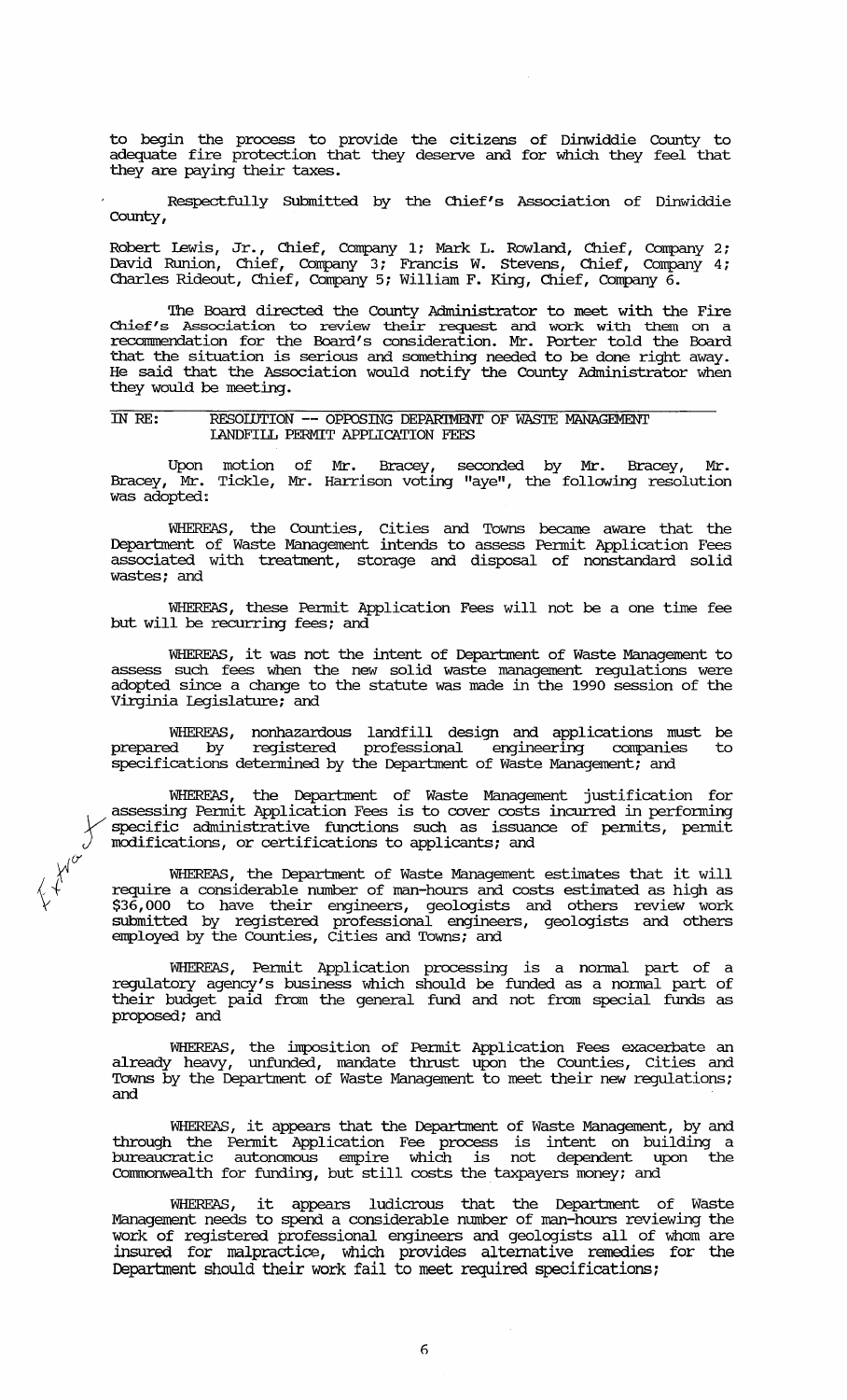to begin the process to provide the citizens of Dinwiddie County to adequate fire protection that they deserve and for which they feel that they are paying their taxes.

Respectfully Submitted by the Chief's Association of Dinwiddie County,

Robert Lewis, Jr., Chief, Company 1; Mark L. Rowland, Chief, Company 2; David Runion, Chief, Company 3; Francis W. Stevens, Chief, Company 4; Charles Rideout, Chief, Company 5; William F. King, Chief, Company 6.

The Board directed the County Administrator to meet with the Fire Chief's Association to review their request and work with them on a recommendation for the Board's consideration. Mr. Porter told the Board that the situation is serious and something needed to be done right away. He said that the Association would notify the County Administrator when they would be meeting.

IN RE: RESOLUTION -- OPPOSING DEPARTMENT OF WASTE MANAGEMENT LANDFILL PERMIT APPLICATION FEES

Upon motion of Mr. Bracey, seconded by Mr. Bracey, Mr. Bracey, Mr. Tickle, Mr. Harrison voting "aye", the following resolution was adopted:

WHEREAS, the Counties, Cities and Towns became aware that the Department of Waste Management intends to assess Permit Application Fees associated with treatment, storage and disposal of nonstandard solid wastes; and

WHEREAS, these Permit Application Fees will not be a one time fee but will be recurring fees; and

WHEREAS, it was not the intent of Department of Waste Management to assess such fees when the new solid waste management regulations were adopted since a change to the statute was made in the 1990 session of the Virginia Legislature; and

WHEREAS, nonhazardous landfill design and applications must be prepared by registered professional engineering companies to specifications determined by the Department of Waste Management; and

WHEREAS, the Department of Waste Management justification for assessing Permit Application Fees is to cover costs incurred in performing specific administrative functions such as issuance of permits, permit modifications, or certifications to applicants; and

WHEREAS, the Department of Waste Management estimates that it will require a considerable number of man-hours and costs estimated as high as $36,000 to have their engineers, geologists and others review work submitted by registered professional engineers, geologists and others employed by the Counties, Cities and Towns; and

WHEREAS, Permit Application processing is a normal part of a regulatory agency's business which should be funded as a normal part of their budget paid from the general fund and not from special funds as proposed; and

WHEREAS, the imposition of Permit Application Fees exacerbate an already heavy, unfunded, mandate thrust upon the Counties, Cities and Towns by the Department of Waste Management to meet their new regulations; and

WHEREAS, it appears that the Department of Waste Management, by and through the Permit Application Fee process is intent on building a bureaucratic autonomous empire which is not dependent upon the Commonwealth for funding, but still costs the taxpayers money; and

WHEREAS, it appears ludicrous that the Department of Waste Management needs to spend a considerable number of man-hours reviewing the work of registered professional engineers and geologists all of whom are insured for malpractice, which provides alternative remedies for the Department should their work fail to meet required specifications;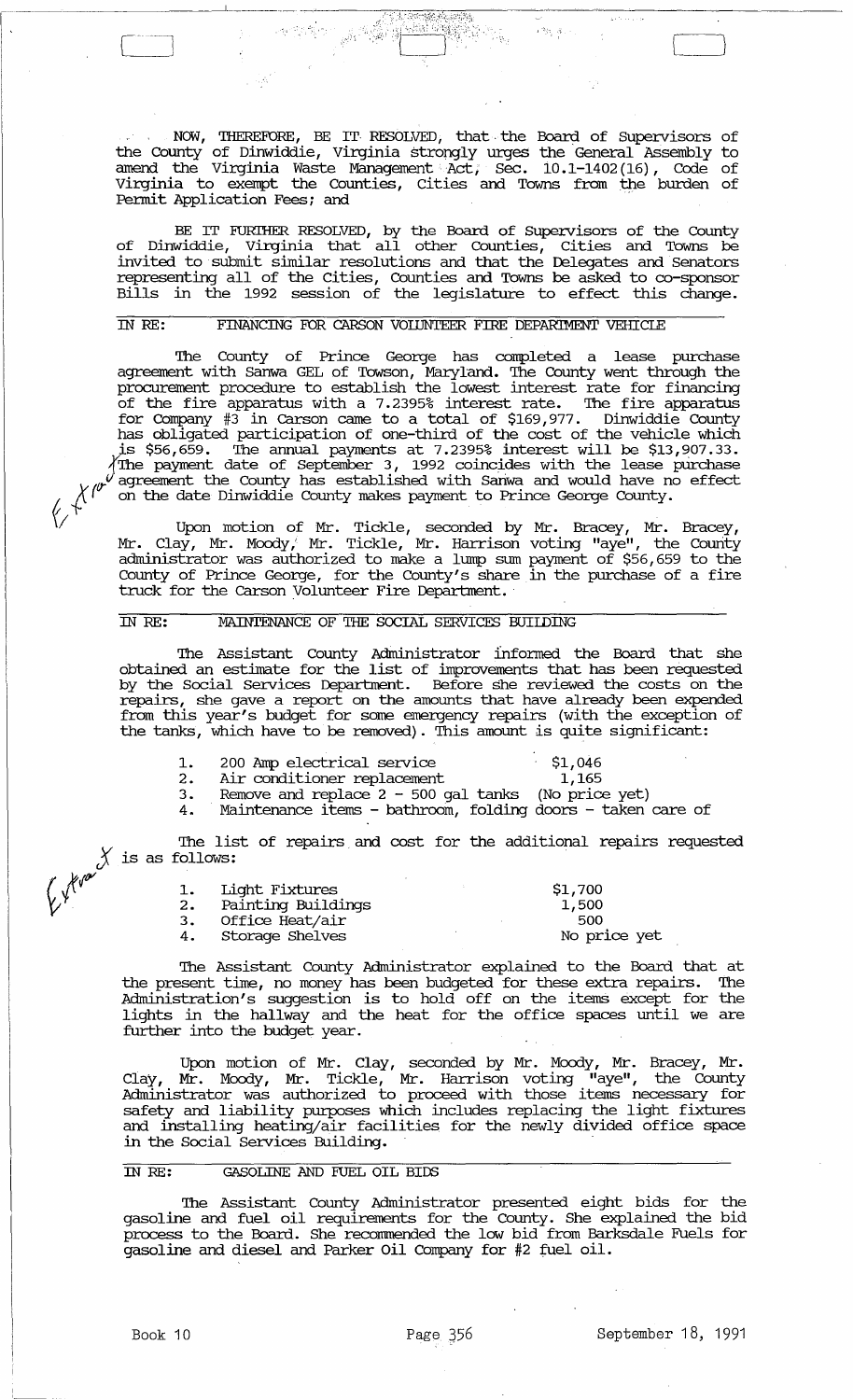NOW, THEREFORE, BE IT RESOLVED, that the Board of Supervisors of the County of Dinwiddie, Virginia strongly urges the General Assembly to amend the Virginia Waste Management Act, Sec. 10.1-1402(16), Code of Virginia to exempt the Counties, Cities and Towns from the burden of Permit Application Fees; and

BE IT FURTHER RESOLVED, by the Board of Supervisors of the County of Dinwiddie, Virginia that all other Counties, Cities and Towns be invited to submit similar resolutions and that the Delegates and Senators representing all of the Cities, Counties and Towns be asked to co-sponsor Bills in the 1992 session of the legislature to effect this change.

IN RE: FINANCING FOR CARSON VOLUNTEER FIRE DEPARTMENT VEHICLE

The County of Prince George has completed a lease purchase agreement with Sanwa GEL of Towson, Maryland. The County went through the procurement procedure to establish the lowest interest rate for financing of the fire apparatus with a 7.2395% interest rate. The fire apparatus for Company #3 in Carson came to a total of $169,977. Dinwiddie County has obligated participation of one-third of the cost of the vehicle which is $56,659. The annual payments at 7.2395% interest will be $13,907.33. The payment date of September 3, 1992 coincides with the lease purchase agreement the County has established with Sanwa and would have no effect on the date Dinwiddie County makes payment to Prince George County.

Upon motion of Mr. Tickle, seconded by Mr. Bracey, Mr. Bracey, Mr. Clay, Mr. Moody, Mr. Tickle, Mr. Harrison voting "aye", the County administrator was authorized to make a lump sum payment of $56,659 to the County of Prince George, for the County's share in the purchase of a fire truck for the Carson Volunteer Fire Department.

IN RE: MAINTENANCE OF THE SOCIAL SERVICES BUILDING

The Assistant County Administrator informed the Board that she obtained an estimate for the list of improvements that has been requested by the Social Services Department. Before she reviewed the costs on the repairs, she gave a report on the amounts that have already been expended from this year's budget for some emergency repairs (with the exception of the tanks, which have to be removed). This amount is quite significant:

1. 200 Amp electrical service $1,046
2. Air conditioner replacement 1,165
3. Remove and replace 2 - 500 gal tanks (No price yet)
4. Maintenance items - bathroom, folding doors - taken care of

The list of repairs and cost for the additional repairs requested is as follows:

1. Light Fixtures $1,700
2. Painting Buildings 1,500
3. Office Heat/air 500
4. Storage Shelves No price yet

The Assistant County Administrator explained to the Board that at the present time, no money has been budgeted for these extra repairs. The Administration's suggestion is to hold off on the items except for the lights in the hallway and the heat for the office spaces until we are further into the budget year.

Upon motion of Mr. Clay, seconded by Mr. Moody, Mr. Bracey, Mr. Clay, Mr. Moody, Mr. Tickle, Mr. Harrison voting "aye", the County Administrator was authorized to proceed with those items necessary for safety and liability purposes which includes replacing the light fixtures and installing heating/air facilities for the newly divided office space in the Social Services Building.

IN RE: GASOLINE AND FUEL OIL BIDS

The Assistant County Administrator presented eight bids for the gasoline and fuel oil requirements for the County. She explained the bid process to the Board. She recommended the low bid from Barksdale Fuels for gasoline and diesel and Parker Oil Company for #2 fuel oil.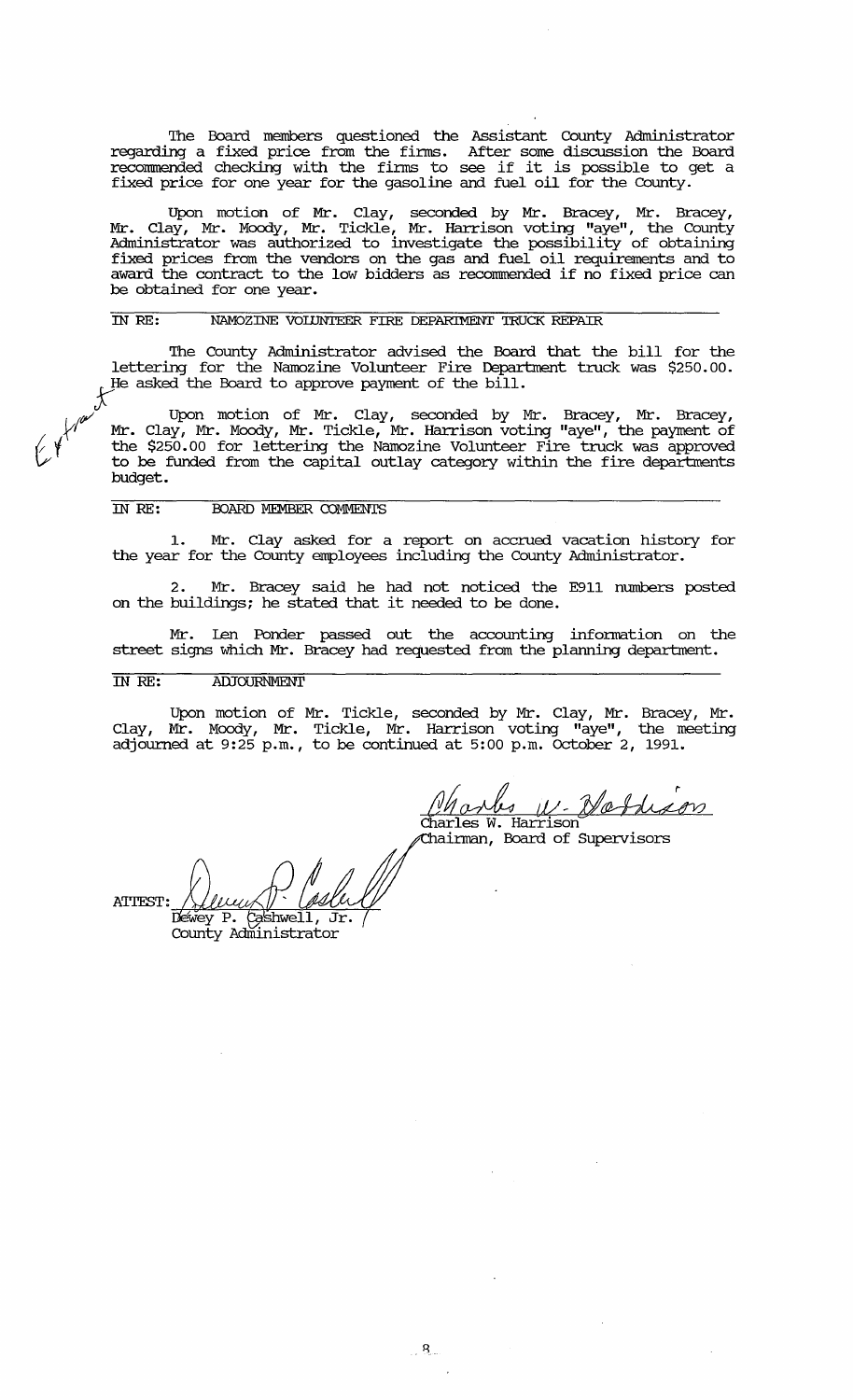The Board members questioned the Assistant County Administrator regarding a fixed price from the firms. After some discussion the Board recommended checking with the firms to see if it is possible to get a fixed price for one year for the gasoline and fuel oil for the County.

Upon motion of Mr. Clay, seconded by Mr. Bracey, Mr. Bracey, Mr. Clay, Mr. Moody, Mr. Tickle, Mr. Harrison voting "aye", the County Administrator was authorized to investigate the possibility of obtaining fixed prices from the vendors on the gas and fuel oil requirements and to award the contract to the low bidders as recommended if no fixed price can be obtained for one year.

IN RE: NAMOZINE VOLUNTEER FIRE DEPARTMENT TRUCK REPAIR

The County Administrator advised the Board that the bill for the lettering for the Namozine Volunteer Fire Department truck was $250.00. He asked the Board to approve payment of the bill.

Upon motion of Mr. Clay, seconded by Mr. Bracey, Mr. Bracey, Mr. Clay, Mr. Moody, Mr. Tickle, Mr. Harrison voting "aye", the payment of the $250.00 for lettering the Namozine Volunteer Fire truck was approved to be funded from the capital outlay category within the fire departments budget.

IN RE: BOARD MEMBER COMMENTS

1. Mr. Clay asked for a report on accrued vacation history for the year for the County employees including the County Administrator.

2. Mr. Bracey said he had not noticed the E911 numbers posted on the buildings; he stated that it needed to be done.

Mr. Len Ponder passed out the accounting information on the street signs which Mr. Bracey had requested from the planning department.

IN RE: ADJOURNMENT

Upon motion of Mr. Tickle, seconded by Mr. Clay, Mr. Bracey, Mr. Clay, Mr. Moody, Mr. Tickle, Mr. Harrison voting "aye", the meeting adjourned at 9:25 p.m., to be continued at 5:00 p.m. October 2, 1991.

Charles W. Harrison
Chairman, Board of Supervisors

ATTEST: Dewey P. Cashwell, Jr.
County Administrator